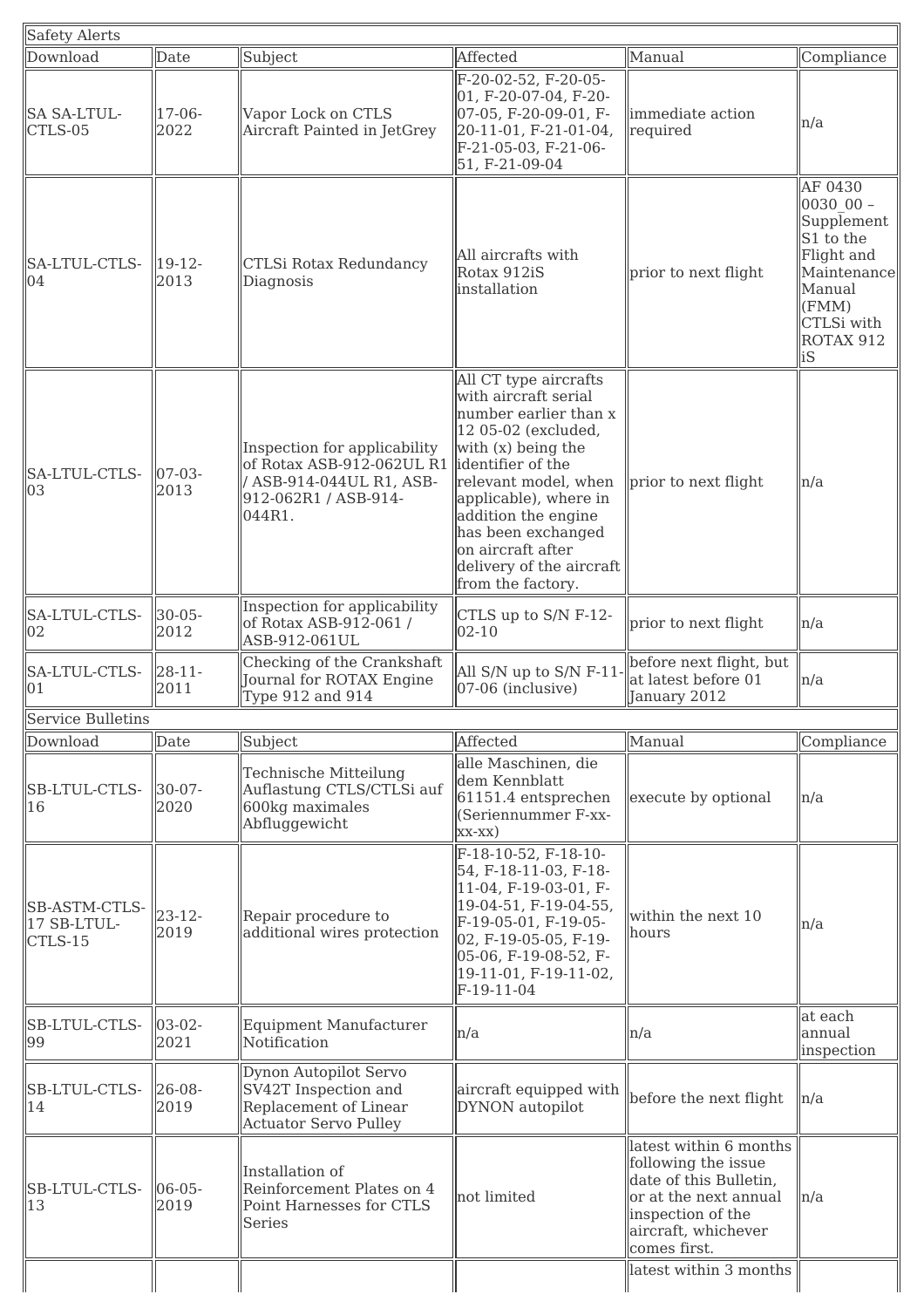| Safety Alerts | | | | | |
|---|---|---|---|---|---|
| Download | Date | Subject | Affected | Manual | Compliance |
| SA SA-LTUL-CTLS-05 | 17-06-2022 | Vapor Lock on CTLS Aircraft Painted in JetGrey | F-20-02-52, F-20-05-01, F-20-07-04, F-20-07-05, F-20-09-01, F-20-11-01, F-21-01-04, F-21-05-03, F-21-06-51, F-21-09-04 | immediate action required | n/a |
| SA-LTUL-CTLS-04 | 19-12-2013 | CTLSi Rotax Redundancy Diagnosis | All aircrafts with Rotax 912iS installation | prior to next flight | AF 0430 0030_00 – Supplement S1 to the Flight and Maintenance Manual (FMM) CTLSi with ROTAX 912 iS |
| SA-LTUL-CTLS-03 | 07-03-2013 | Inspection for applicability of Rotax ASB-912-062UL R1 / ASB-914-044UL R1, ASB-912-062R1 / ASB-914-044R1. | All CT type aircrafts with aircraft serial number earlier than x 12 05-02 (excluded, with (x) being the identifier of the relevant model, when applicable), where in addition the engine has been exchanged on aircraft after delivery of the aircraft from the factory. | prior to next flight | n/a |
| SA-LTUL-CTLS-02 | 30-05-2012 | Inspection for applicability of Rotax ASB-912-061 / ASB-912-061UL | CTLS up to S/N F-12-02-10 | prior to next flight | n/a |
| SA-LTUL-CTLS-01 | 28-11-2011 | Checking of the Crankshaft Journal for ROTAX Engine Type 912 and 914 | All S/N up to S/N F-11-07-06 (inclusive) | before next flight, but at latest before 01 January 2012 | n/a |
| Service Bulletins | | | | | |
| Download | Date | Subject | Affected | Manual | Compliance |
| SB-LTUL-CTLS-16 | 30-07-2020 | Technische Mitteilung Auflastung CTLS/CTLSi auf 600kg maximales Abfluggewicht | alle Maschinen, die dem Kennblatt 61151.4 entsprechen (Seriennummer F-xx-xx-xx) | execute by optional | n/a |
| SB-ASTM-CTLS-17 SB-LTUL-CTLS-15 | 23-12-2019 | Repair procedure to additional wires protection | F-18-10-52, F-18-10-54, F-18-11-03, F-18-11-04, F-19-03-01, F-19-04-51, F-19-04-55, F-19-05-01, F-19-05-02, F-19-05-05, F-19-05-06, F-19-08-52, F-19-11-01, F-19-11-02, F-19-11-04 | within the next 10 hours | n/a |
| SB-LTUL-CTLS-99 | 03-02-2021 | Equipment Manufacturer Notification | n/a | n/a | at each annual inspection |
| SB-LTUL-CTLS-14 | 26-08-2019 | Dynon Autopilot Servo SV42T Inspection and Replacement of Linear Actuator Servo Pulley | aircraft equipped with DYNON autopilot | before the next flight | n/a |
| SB-LTUL-CTLS-13 | 06-05-2019 | Installation of Reinforcement Plates on 4 Point Harnesses for CTLS Series | not limited | latest within 6 months following the issue date of this Bulletin, or at the next annual inspection of the aircraft, whichever comes first. | n/a |
| | | | | latest within 3 months | |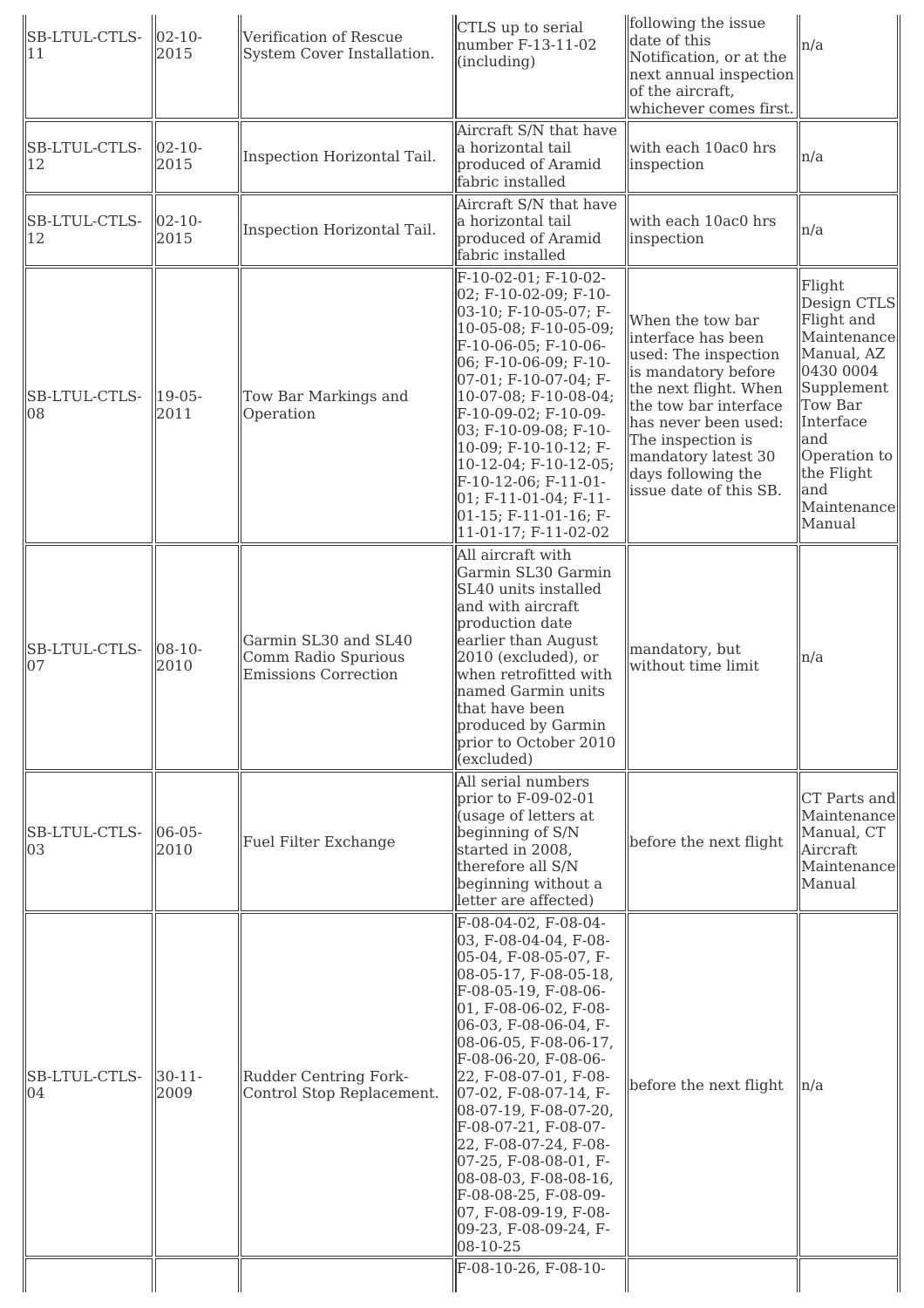| | | | | | |
|---|---|---|---|---|---|
| SB-LTUL-CTLS-11 | 02-10-2015 | Verification of Rescue System Cover Installation. | CTLS up to serial number F-13-11-02 (including) | following the issue date of this Notification, or at the next annual inspection of the aircraft, whichever comes first. | n/a |
| SB-LTUL-CTLS-12 | 02-10-2015 | Inspection Horizontal Tail. | Aircraft S/N that have a horizontal tail produced of Aramid fabric installed | with each 10ac0 hrs inspection | n/a |
| SB-LTUL-CTLS-12 | 02-10-2015 | Inspection Horizontal Tail. | Aircraft S/N that have a horizontal tail produced of Aramid fabric installed | with each 10ac0 hrs inspection | n/a |
| SB-LTUL-CTLS-08 | 19-05-2011 | Tow Bar Markings and Operation | F-10-02-01; F-10-02-02; F-10-02-09; F-10-03-10; F-10-05-07; F-10-05-08; F-10-05-09; F-10-06-05; F-10-06-06; F-10-06-09; F-10-07-01; F-10-07-04; F-10-07-08; F-10-08-04; F-10-09-02; F-10-09-03; F-10-09-08; F-10-10-09; F-10-10-12; F-10-12-04; F-10-12-05; F-10-12-06; F-11-01-01; F-11-01-04; F-11-01-15; F-11-01-16; F-11-01-17; F-11-02-02 | When the tow bar interface has been used: The inspection is mandatory before the next flight. When the tow bar interface has never been used: The inspection is mandatory latest 30 days following the issue date of this SB. | Flight Design CTLS Flight and Maintenance Manual, AZ 0430 0004 Supplement Tow Bar Interface and Operation to the Flight and Maintenance Manual |
| SB-LTUL-CTLS-07 | 08-10-2010 | Garmin SL30 and SL40 Comm Radio Spurious Emissions Correction | All aircraft with Garmin SL30 Garmin SL40 units installed and with aircraft production date earlier than August 2010 (excluded), or when retrofitted with named Garmin units that have been produced by Garmin prior to October 2010 (excluded) | mandatory, but without time limit | n/a |
| SB-LTUL-CTLS-03 | 06-05-2010 | Fuel Filter Exchange | All serial numbers prior to F-09-02-01 (usage of letters at beginning of S/N started in 2008, therefore all S/N beginning without a letter are affected) | before the next flight | CT Parts and Maintenance Manual, CT Aircraft Maintenance Manual |
| SB-LTUL-CTLS-04 | 30-11-2009 | Rudder Centring Fork-Control Stop Replacement. | F-08-04-02, F-08-04-03, F-08-04-04, F-08-05-04, F-08-05-07, F-08-05-17, F-08-05-18, F-08-05-19, F-08-06-01, F-08-06-02, F-08-06-03, F-08-06-04, F-08-06-05, F-08-06-17, F-08-06-20, F-08-06-22, F-08-07-01, F-08-07-02, F-08-07-14, F-08-07-19, F-08-07-20, F-08-07-21, F-08-07-22, F-08-07-24, F-08-07-25, F-08-08-01, F-08-08-03, F-08-08-16, F-08-08-25, F-08-09-07, F-08-09-19, F-08-09-23, F-08-09-24, F-08-10-25 | before the next flight | n/a |
| | | | F-08-10-26, F-08-10- | | |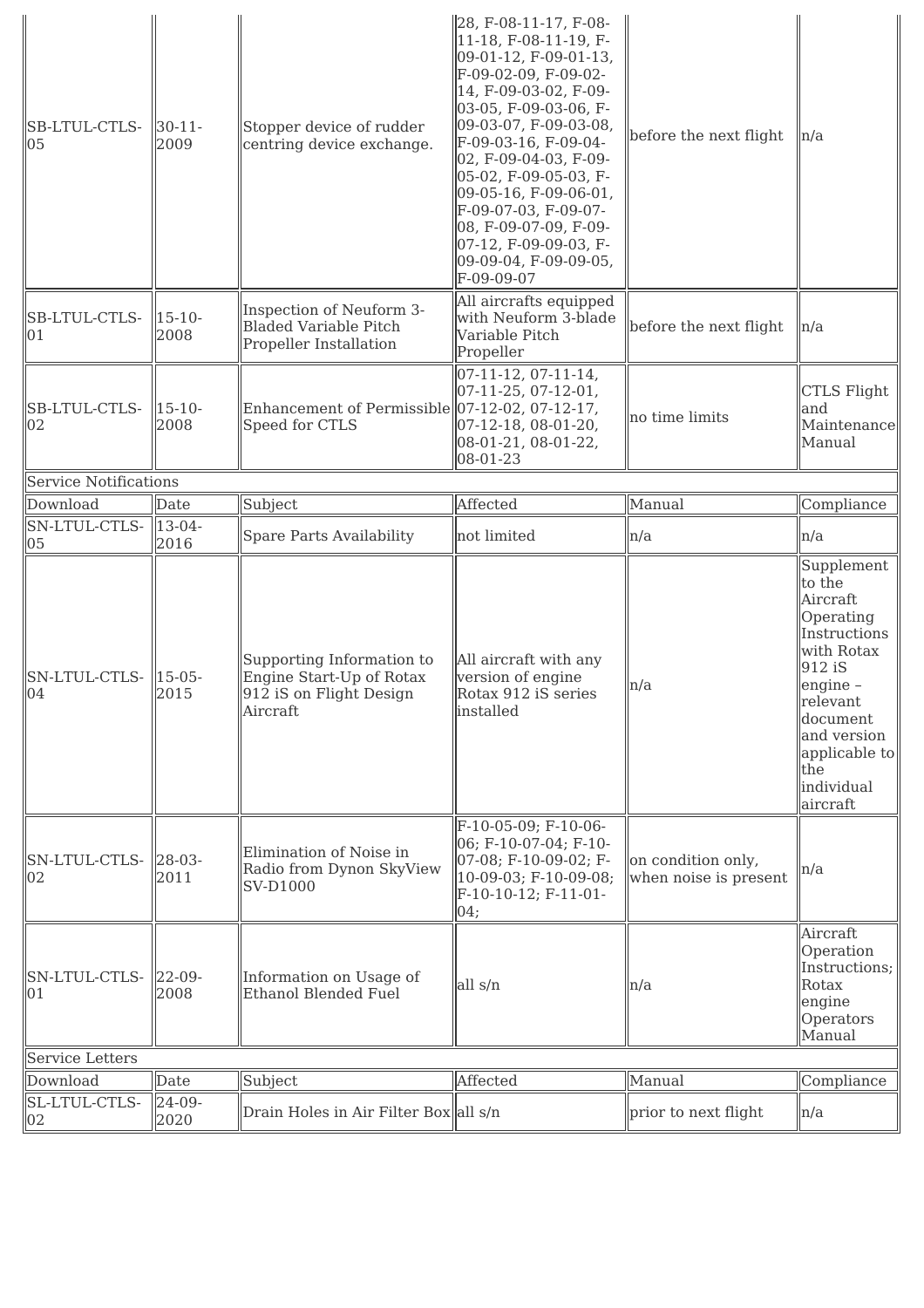| | | | | | |
|---|---|---|---|---|---|
| SB-LTUL-CTLS-05 | 30-11-2009 | Stopper device of rudder centring device exchange. | 28, F-08-11-17, F-08-11-18, F-08-11-19, F-09-01-12, F-09-01-13, F-09-02-09, F-09-02-14, F-09-03-02, F-09-03-05, F-09-03-06, F-09-03-07, F-09-03-08, F-09-03-16, F-09-04-02, F-09-04-03, F-09-05-02, F-09-05-03, F-09-05-16, F-09-06-01, F-09-07-03, F-09-07-08, F-09-07-09, F-09-07-12, F-09-09-03, F-09-09-04, F-09-09-05, F-09-09-07 | before the next flight | n/a |
| SB-LTUL-CTLS-01 | 15-10-2008 | Inspection of Neuform 3-Bladed Variable Pitch Propeller Installation | All aircrafts equipped with Neuform 3-blade Variable Pitch Propeller | before the next flight | n/a |
| SB-LTUL-CTLS-02 | 15-10-2008 | Enhancement of Permissible Speed for CTLS | 07-11-12, 07-11-14, 07-11-25, 07-12-01, 07-12-02, 07-12-17, 07-12-18, 08-01-20, 08-01-21, 08-01-22, 08-01-23 | no time limits | CTLS Flight and Maintenance Manual |
| Service Notifications | | | | | |
| Download | Date | Subject | Affected | Manual | Compliance |
| SN-LTUL-CTLS-05 | 13-04-2016 | Spare Parts Availability | not limited | n/a | n/a |
| SN-LTUL-CTLS-04 | 15-05-2015 | Supporting Information to Engine Start-Up of Rotax 912 iS on Flight Design Aircraft | All aircraft with any version of engine Rotax 912 iS series installed | n/a | Supplement to the Aircraft Operating Instructions with Rotax 912 iS engine – relevant document and version applicable to the individual aircraft |
| SN-LTUL-CTLS-02 | 28-03-2011 | Elimination of Noise in Radio from Dynon SkyView SV-D1000 | F-10-05-09; F-10-06-06; F-10-07-04; F-10-07-08; F-10-09-02; F-10-09-03; F-10-09-08; F-10-10-12; F-11-01-04; | on condition only, when noise is present | n/a |
| SN-LTUL-CTLS-01 | 22-09-2008 | Information on Usage of Ethanol Blended Fuel | all s/n | n/a | Aircraft Operation Instructions; Rotax engine Operators Manual |
| Service Letters | | | | | |
| Download | Date | Subject | Affected | Manual | Compliance |
| SL-LTUL-CTLS-02 | 24-09-2020 | Drain Holes in Air Filter Box | all s/n | prior to next flight | n/a |